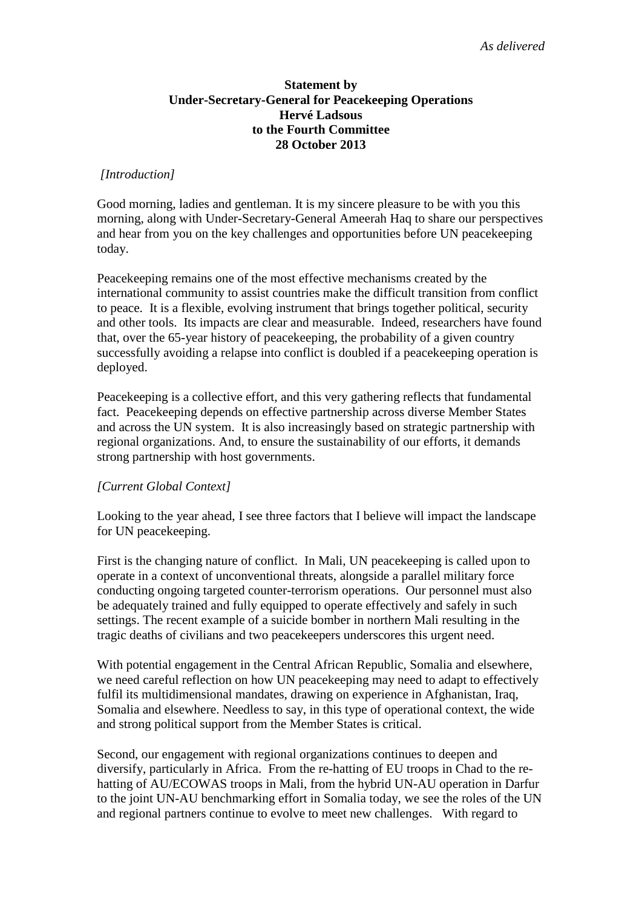*As delivered*

**Statement by**
**Under-Secretary-General for Peacekeeping Operations**
**Hervé Ladsous**
**to the Fourth Committee**
**28 October 2013**

*[Introduction]*

Good morning, ladies and gentleman. It is my sincere pleasure to be with you this morning, along with Under-Secretary-General Ameerah Haq to share our perspectives and hear from you on the key challenges and opportunities before UN peacekeeping today.

Peacekeeping remains one of the most effective mechanisms created by the international community to assist countries make the difficult transition from conflict to peace. It is a flexible, evolving instrument that brings together political, security and other tools. Its impacts are clear and measurable. Indeed, researchers have found that, over the 65-year history of peacekeeping, the probability of a given country successfully avoiding a relapse into conflict is doubled if a peacekeeping operation is deployed.

Peacekeeping is a collective effort, and this very gathering reflects that fundamental fact. Peacekeeping depends on effective partnership across diverse Member States and across the UN system. It is also increasingly based on strategic partnership with regional organizations. And, to ensure the sustainability of our efforts, it demands strong partnership with host governments.

*[Current Global Context]*

Looking to the year ahead, I see three factors that I believe will impact the landscape for UN peacekeeping.

First is the changing nature of conflict. In Mali, UN peacekeeping is called upon to operate in a context of unconventional threats, alongside a parallel military force conducting ongoing targeted counter-terrorism operations. Our personnel must also be adequately trained and fully equipped to operate effectively and safely in such settings. The recent example of a suicide bomber in northern Mali resulting in the tragic deaths of civilians and two peacekeepers underscores this urgent need.

With potential engagement in the Central African Republic, Somalia and elsewhere, we need careful reflection on how UN peacekeeping may need to adapt to effectively fulfil its multidimensional mandates, drawing on experience in Afghanistan, Iraq, Somalia and elsewhere. Needless to say, in this type of operational context, the wide and strong political support from the Member States is critical.

Second, our engagement with regional organizations continues to deepen and diversify, particularly in Africa. From the re-hatting of EU troops in Chad to the re-hatting of AU/ECOWAS troops in Mali, from the hybrid UN-AU operation in Darfur to the joint UN-AU benchmarking effort in Somalia today, we see the roles of the UN and regional partners continue to evolve to meet new challenges. With regard to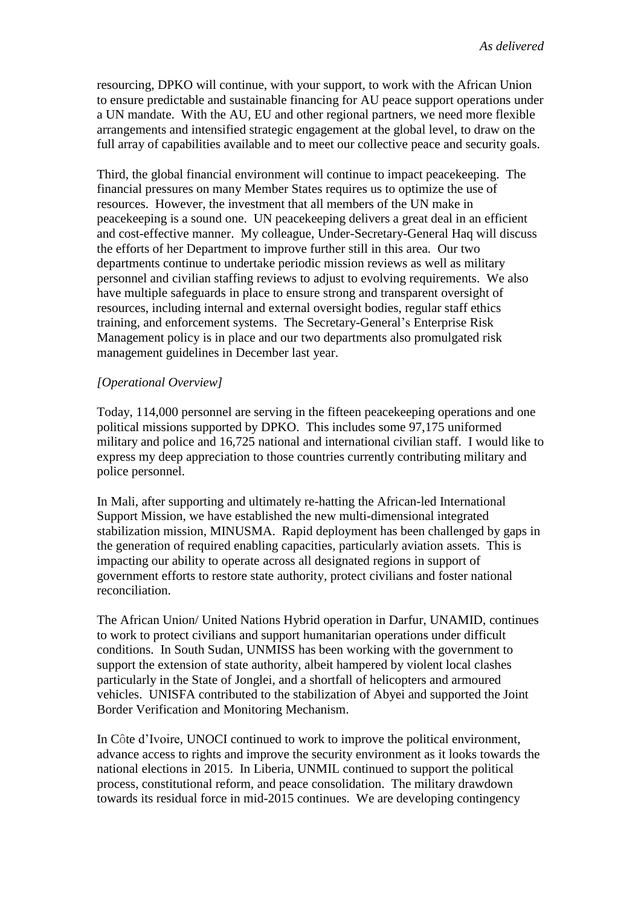resourcing, DPKO will continue, with your support, to work with the African Union to ensure predictable and sustainable financing for AU peace support operations under a UN mandate. With the AU, EU and other regional partners, we need more flexible arrangements and intensified strategic engagement at the global level, to draw on the full array of capabilities available and to meet our collective peace and security goals.

Third, the global financial environment will continue to impact peacekeeping. The financial pressures on many Member States requires us to optimize the use of resources. However, the investment that all members of the UN make in peacekeeping is a sound one. UN peacekeeping delivers a great deal in an efficient and cost-effective manner. My colleague, Under-Secretary-General Haq will discuss the efforts of her Department to improve further still in this area. Our two departments continue to undertake periodic mission reviews as well as military personnel and civilian staffing reviews to adjust to evolving requirements. We also have multiple safeguards in place to ensure strong and transparent oversight of resources, including internal and external oversight bodies, regular staff ethics training, and enforcement systems. The Secretary-General's Enterprise Risk Management policy is in place and our two departments also promulgated risk management guidelines in December last year.

*[Operational Overview]*

Today, 114,000 personnel are serving in the fifteen peacekeeping operations and one political missions supported by DPKO. This includes some 97,175 uniformed military and police and 16,725 national and international civilian staff. I would like to express my deep appreciation to those countries currently contributing military and police personnel.

In Mali, after supporting and ultimately re-hatting the African-led International Support Mission, we have established the new multi-dimensional integrated stabilization mission, MINUSMA. Rapid deployment has been challenged by gaps in the generation of required enabling capacities, particularly aviation assets. This is impacting our ability to operate across all designated regions in support of government efforts to restore state authority, protect civilians and foster national reconciliation.

The African Union/ United Nations Hybrid operation in Darfur, UNAMID, continues to work to protect civilians and support humanitarian operations under difficult conditions. In South Sudan, UNMISS has been working with the government to support the extension of state authority, albeit hampered by violent local clashes particularly in the State of Jonglei, and a shortfall of helicopters and armoured vehicles. UNISFA contributed to the stabilization of Abyei and supported the Joint Border Verification and Monitoring Mechanism.

In Côte d'Ivoire, UNOCI continued to work to improve the political environment, advance access to rights and improve the security environment as it looks towards the national elections in 2015. In Liberia, UNMIL continued to support the political process, constitutional reform, and peace consolidation. The military drawdown towards its residual force in mid-2015 continues. We are developing contingency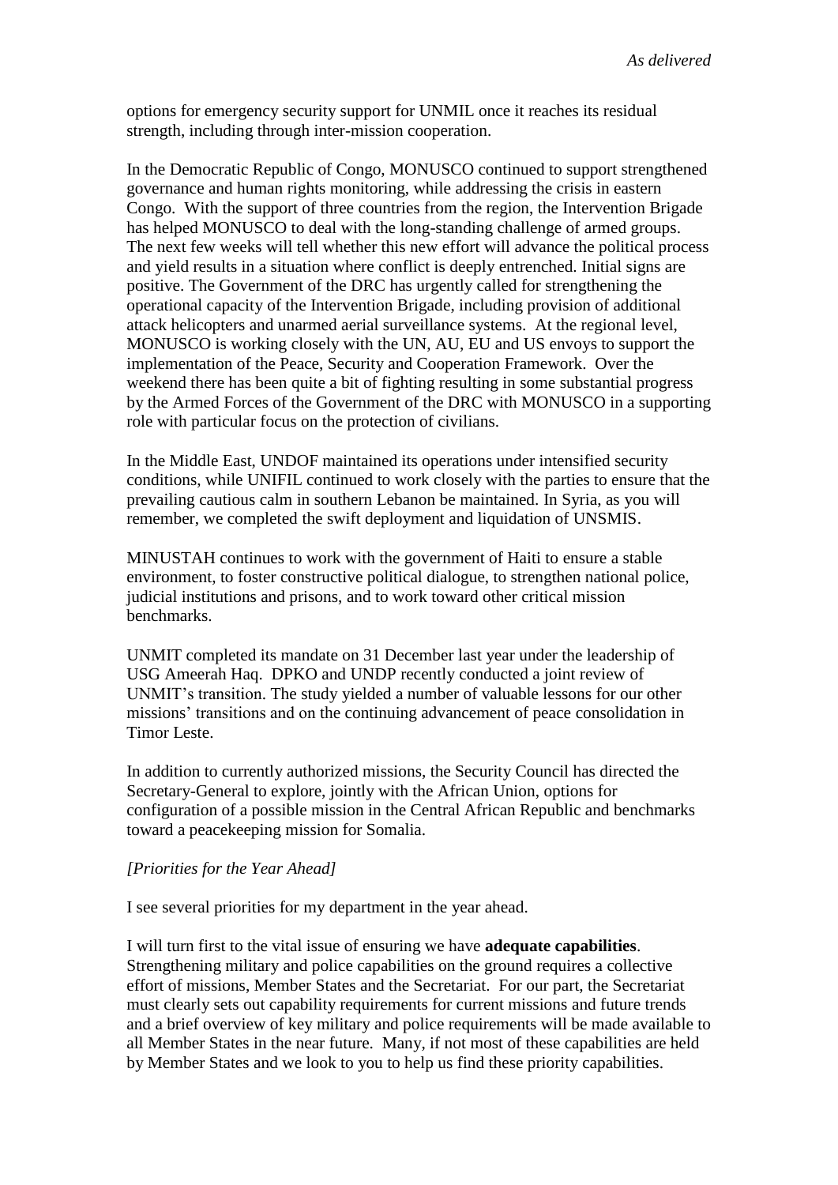options for emergency security support for UNMIL once it reaches its residual strength, including through inter-mission cooperation.

In the Democratic Republic of Congo, MONUSCO continued to support strengthened governance and human rights monitoring, while addressing the crisis in eastern Congo. With the support of three countries from the region, the Intervention Brigade has helped MONUSCO to deal with the long-standing challenge of armed groups. The next few weeks will tell whether this new effort will advance the political process and yield results in a situation where conflict is deeply entrenched. Initial signs are positive. The Government of the DRC has urgently called for strengthening the operational capacity of the Intervention Brigade, including provision of additional attack helicopters and unarmed aerial surveillance systems. At the regional level, MONUSCO is working closely with the UN, AU, EU and US envoys to support the implementation of the Peace, Security and Cooperation Framework. Over the weekend there has been quite a bit of fighting resulting in some substantial progress by the Armed Forces of the Government of the DRC with MONUSCO in a supporting role with particular focus on the protection of civilians.

In the Middle East, UNDOF maintained its operations under intensified security conditions, while UNIFIL continued to work closely with the parties to ensure that the prevailing cautious calm in southern Lebanon be maintained. In Syria, as you will remember, we completed the swift deployment and liquidation of UNSMIS.

MINUSTAH continues to work with the government of Haiti to ensure a stable environment, to foster constructive political dialogue, to strengthen national police, judicial institutions and prisons, and to work toward other critical mission benchmarks.

UNMIT completed its mandate on 31 December last year under the leadership of USG Ameerah Haq. DPKO and UNDP recently conducted a joint review of UNMIT's transition. The study yielded a number of valuable lessons for our other missions' transitions and on the continuing advancement of peace consolidation in Timor Leste.

In addition to currently authorized missions, the Security Council has directed the Secretary-General to explore, jointly with the African Union, options for configuration of a possible mission in the Central African Republic and benchmarks toward a peacekeeping mission for Somalia.

*[Priorities for the Year Ahead]*

I see several priorities for my department in the year ahead.

I will turn first to the vital issue of ensuring we have **adequate capabilities**. Strengthening military and police capabilities on the ground requires a collective effort of missions, Member States and the Secretariat. For our part, the Secretariat must clearly sets out capability requirements for current missions and future trends and a brief overview of key military and police requirements will be made available to all Member States in the near future. Many, if not most of these capabilities are held by Member States and we look to you to help us find these priority capabilities.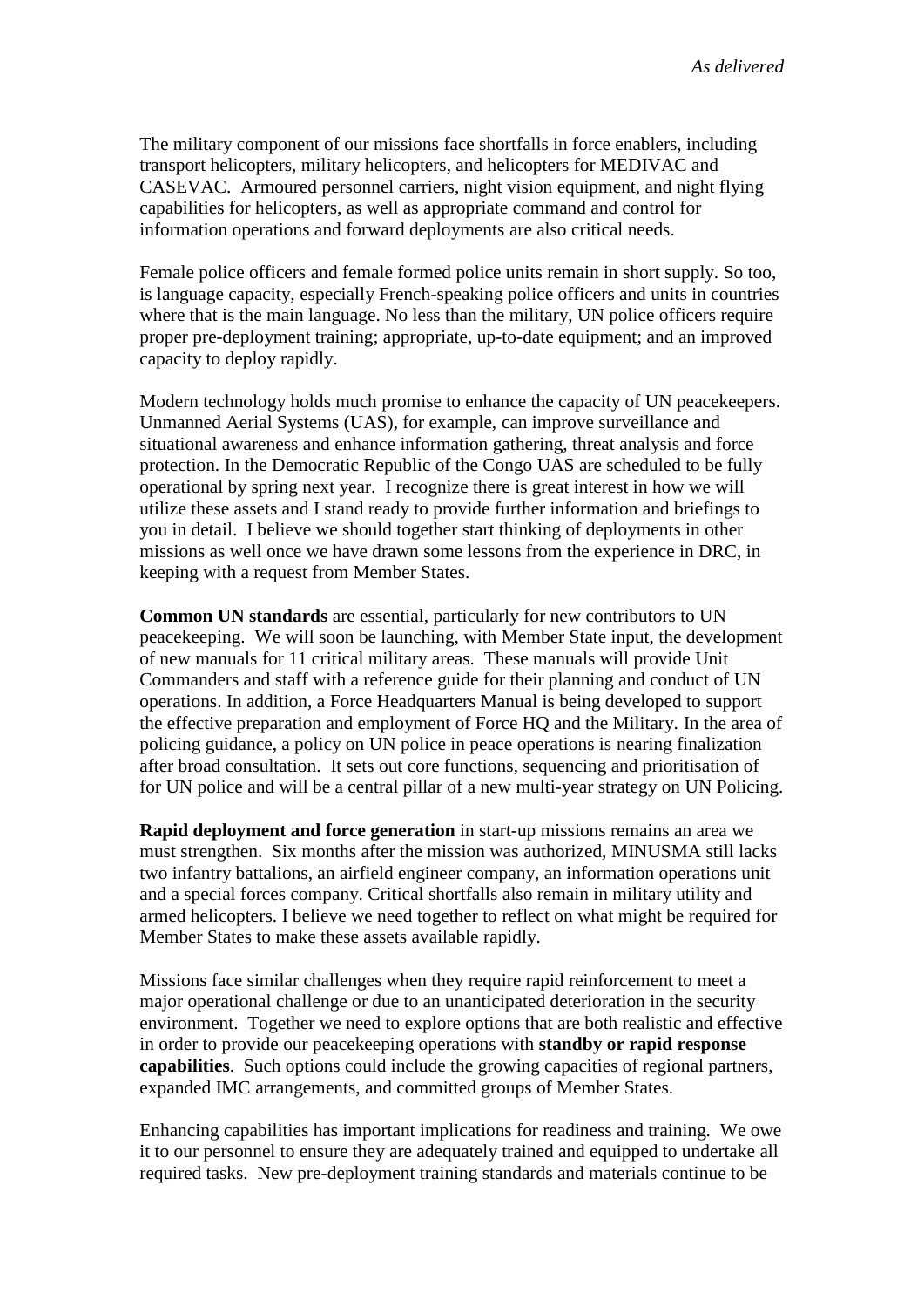*As delivered*

The military component of our missions face shortfalls in force enablers, including transport helicopters, military helicopters, and helicopters for MEDIVAC and CASEVAC. Armoured personnel carriers, night vision equipment, and night flying capabilities for helicopters, as well as appropriate command and control for information operations and forward deployments are also critical needs.

Female police officers and female formed police units remain in short supply. So too, is language capacity, especially French-speaking police officers and units in countries where that is the main language. No less than the military, UN police officers require proper pre-deployment training; appropriate, up-to-date equipment; and an improved capacity to deploy rapidly.

Modern technology holds much promise to enhance the capacity of UN peacekeepers. Unmanned Aerial Systems (UAS), for example, can improve surveillance and situational awareness and enhance information gathering, threat analysis and force protection. In the Democratic Republic of the Congo UAS are scheduled to be fully operational by spring next year. I recognize there is great interest in how we will utilize these assets and I stand ready to provide further information and briefings to you in detail. I believe we should together start thinking of deployments in other missions as well once we have drawn some lessons from the experience in DRC, in keeping with a request from Member States.

**Common UN standards** are essential, particularly for new contributors to UN peacekeeping. We will soon be launching, with Member State input, the development of new manuals for 11 critical military areas. These manuals will provide Unit Commanders and staff with a reference guide for their planning and conduct of UN operations. In addition, a Force Headquarters Manual is being developed to support the effective preparation and employment of Force HQ and the Military. In the area of policing guidance, a policy on UN police in peace operations is nearing finalization after broad consultation. It sets out core functions, sequencing and prioritisation of for UN police and will be a central pillar of a new multi-year strategy on UN Policing.

**Rapid deployment and force generation** in start-up missions remains an area we must strengthen. Six months after the mission was authorized, MINUSMA still lacks two infantry battalions, an airfield engineer company, an information operations unit and a special forces company. Critical shortfalls also remain in military utility and armed helicopters. I believe we need together to reflect on what might be required for Member States to make these assets available rapidly.

Missions face similar challenges when they require rapid reinforcement to meet a major operational challenge or due to an unanticipated deterioration in the security environment. Together we need to explore options that are both realistic and effective in order to provide our peacekeeping operations with **standby or rapid response capabilities**. Such options could include the growing capacities of regional partners, expanded IMC arrangements, and committed groups of Member States.

Enhancing capabilities has important implications for readiness and training. We owe it to our personnel to ensure they are adequately trained and equipped to undertake all required tasks. New pre-deployment training standards and materials continue to be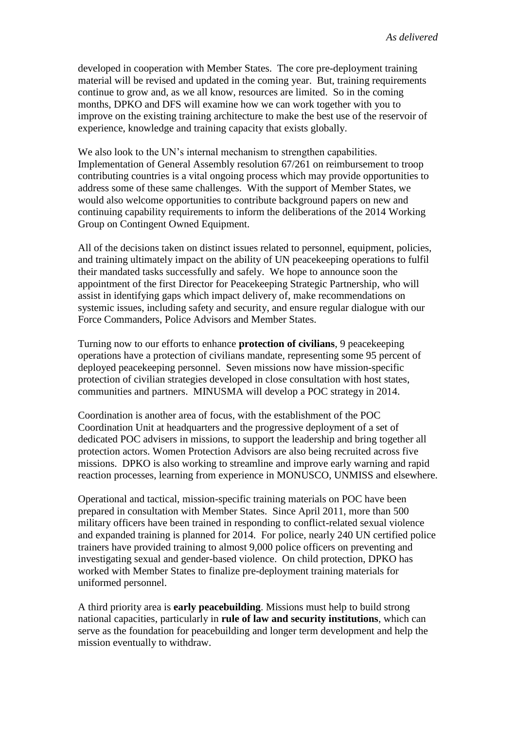developed in cooperation with Member States. The core pre-deployment training material will be revised and updated in the coming year. But, training requirements continue to grow and, as we all know, resources are limited. So in the coming months, DPKO and DFS will examine how we can work together with you to improve on the existing training architecture to make the best use of the reservoir of experience, knowledge and training capacity that exists globally.

We also look to the UN's internal mechanism to strengthen capabilities. Implementation of General Assembly resolution 67/261 on reimbursement to troop contributing countries is a vital ongoing process which may provide opportunities to address some of these same challenges. With the support of Member States, we would also welcome opportunities to contribute background papers on new and continuing capability requirements to inform the deliberations of the 2014 Working Group on Contingent Owned Equipment.

All of the decisions taken on distinct issues related to personnel, equipment, policies, and training ultimately impact on the ability of UN peacekeeping operations to fulfil their mandated tasks successfully and safely. We hope to announce soon the appointment of the first Director for Peacekeeping Strategic Partnership, who will assist in identifying gaps which impact delivery of, make recommendations on systemic issues, including safety and security, and ensure regular dialogue with our Force Commanders, Police Advisors and Member States.

Turning now to our efforts to enhance **protection of civilians**, 9 peacekeeping operations have a protection of civilians mandate, representing some 95 percent of deployed peacekeeping personnel. Seven missions now have mission-specific protection of civilian strategies developed in close consultation with host states, communities and partners. MINUSMA will develop a POC strategy in 2014.

Coordination is another area of focus, with the establishment of the POC Coordination Unit at headquarters and the progressive deployment of a set of dedicated POC advisers in missions, to support the leadership and bring together all protection actors. Women Protection Advisors are also being recruited across five missions. DPKO is also working to streamline and improve early warning and rapid reaction processes, learning from experience in MONUSCO, UNMISS and elsewhere.

Operational and tactical, mission-specific training materials on POC have been prepared in consultation with Member States. Since April 2011, more than 500 military officers have been trained in responding to conflict-related sexual violence and expanded training is planned for 2014. For police, nearly 240 UN certified police trainers have provided training to almost 9,000 police officers on preventing and investigating sexual and gender-based violence. On child protection, DPKO has worked with Member States to finalize pre-deployment training materials for uniformed personnel.

A third priority area is **early peacebuilding**. Missions must help to build strong national capacities, particularly in **rule of law and security institutions**, which can serve as the foundation for peacebuilding and longer term development and help the mission eventually to withdraw.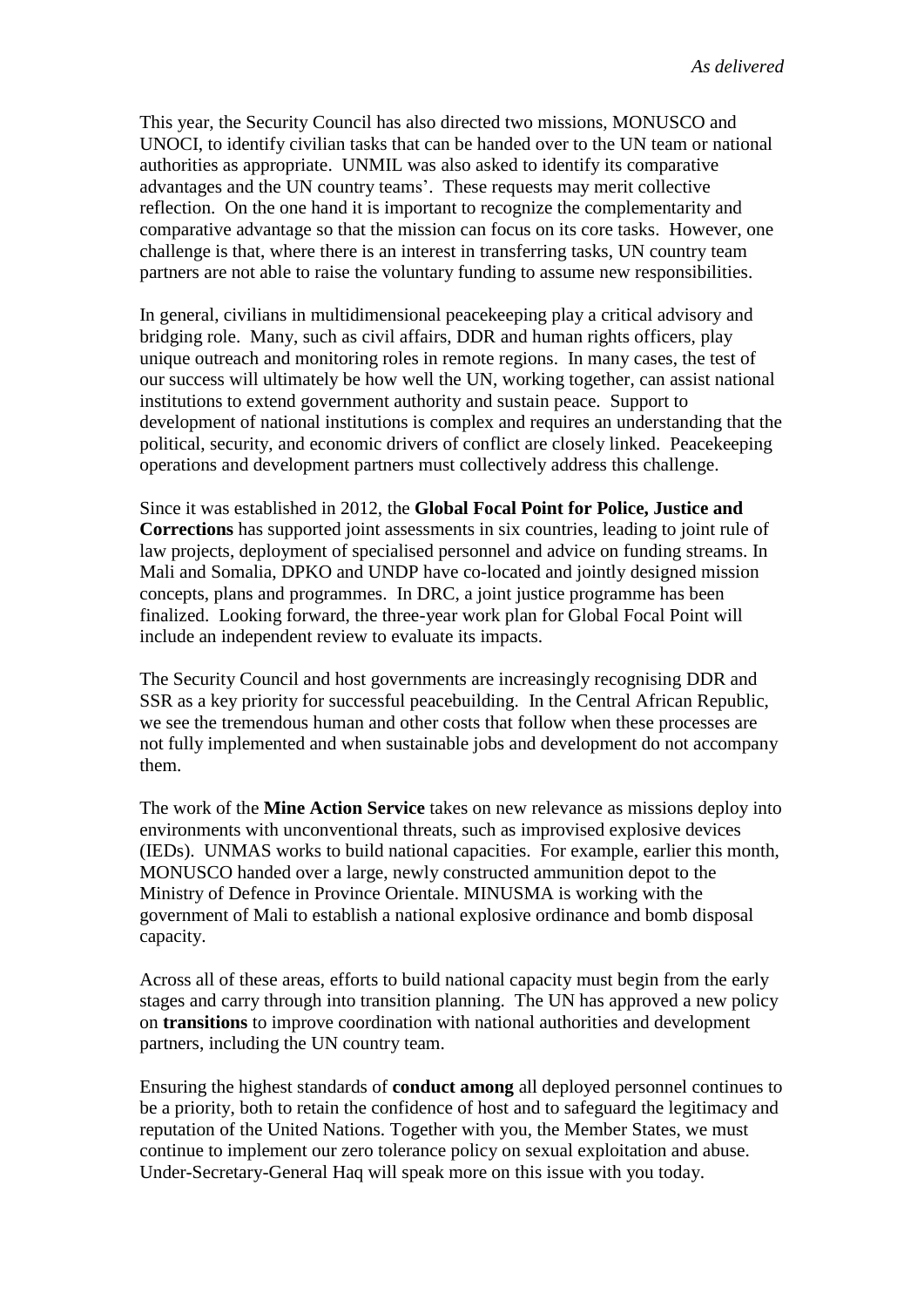*As delivered*

This year, the Security Council has also directed two missions, MONUSCO and UNOCI, to identify civilian tasks that can be handed over to the UN team or national authorities as appropriate. UNMIL was also asked to identify its comparative advantages and the UN country teams'. These requests may merit collective reflection. On the one hand it is important to recognize the complementarity and comparative advantage so that the mission can focus on its core tasks. However, one challenge is that, where there is an interest in transferring tasks, UN country team partners are not able to raise the voluntary funding to assume new responsibilities.

In general, civilians in multidimensional peacekeeping play a critical advisory and bridging role. Many, such as civil affairs, DDR and human rights officers, play unique outreach and monitoring roles in remote regions. In many cases, the test of our success will ultimately be how well the UN, working together, can assist national institutions to extend government authority and sustain peace. Support to development of national institutions is complex and requires an understanding that the political, security, and economic drivers of conflict are closely linked. Peacekeeping operations and development partners must collectively address this challenge.

Since it was established in 2012, the **Global Focal Point for Police, Justice and Corrections** has supported joint assessments in six countries, leading to joint rule of law projects, deployment of specialised personnel and advice on funding streams. In Mali and Somalia, DPKO and UNDP have co-located and jointly designed mission concepts, plans and programmes. In DRC, a joint justice programme has been finalized. Looking forward, the three-year work plan for Global Focal Point will include an independent review to evaluate its impacts.

The Security Council and host governments are increasingly recognising DDR and SSR as a key priority for successful peacebuilding. In the Central African Republic, we see the tremendous human and other costs that follow when these processes are not fully implemented and when sustainable jobs and development do not accompany them.

The work of the **Mine Action Service** takes on new relevance as missions deploy into environments with unconventional threats, such as improvised explosive devices (IEDs). UNMAS works to build national capacities. For example, earlier this month, MONUSCO handed over a large, newly constructed ammunition depot to the Ministry of Defence in Province Orientale. MINUSMA is working with the government of Mali to establish a national explosive ordinance and bomb disposal capacity.

Across all of these areas, efforts to build national capacity must begin from the early stages and carry through into transition planning. The UN has approved a new policy on **transitions** to improve coordination with national authorities and development partners, including the UN country team.

Ensuring the highest standards of **conduct among** all deployed personnel continues to be a priority, both to retain the confidence of host and to safeguard the legitimacy and reputation of the United Nations. Together with you, the Member States, we must continue to implement our zero tolerance policy on sexual exploitation and abuse. Under-Secretary-General Haq will speak more on this issue with you today.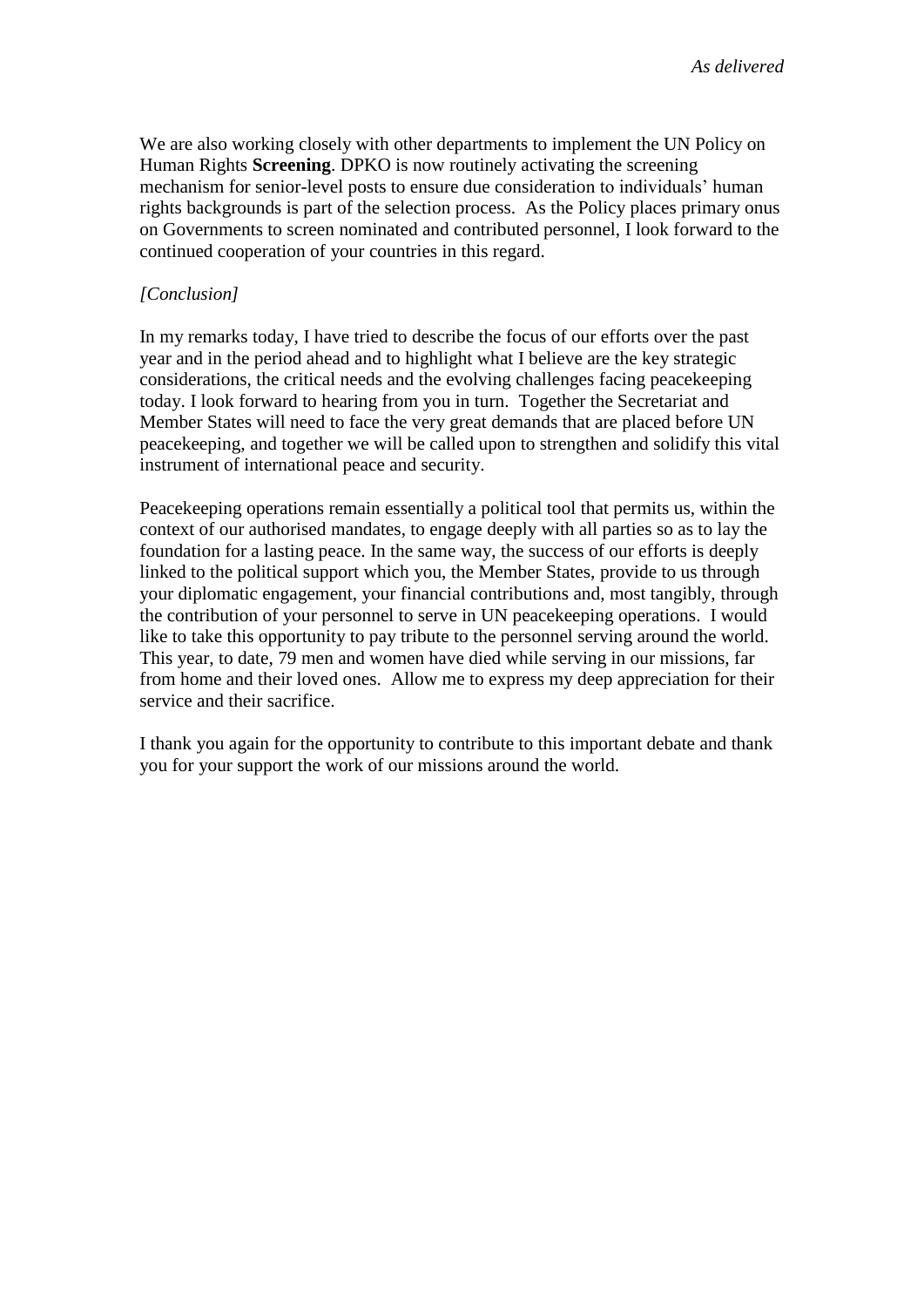*As delivered*

We are also working closely with other departments to implement the UN Policy on Human Rights **Screening**. DPKO is now routinely activating the screening mechanism for senior-level posts to ensure due consideration to individuals' human rights backgrounds is part of the selection process. As the Policy places primary onus on Governments to screen nominated and contributed personnel, I look forward to the continued cooperation of your countries in this regard.

*[Conclusion]*

In my remarks today, I have tried to describe the focus of our efforts over the past year and in the period ahead and to highlight what I believe are the key strategic considerations, the critical needs and the evolving challenges facing peacekeeping today. I look forward to hearing from you in turn. Together the Secretariat and Member States will need to face the very great demands that are placed before UN peacekeeping, and together we will be called upon to strengthen and solidify this vital instrument of international peace and security.

Peacekeeping operations remain essentially a political tool that permits us, within the context of our authorised mandates, to engage deeply with all parties so as to lay the foundation for a lasting peace. In the same way, the success of our efforts is deeply linked to the political support which you, the Member States, provide to us through your diplomatic engagement, your financial contributions and, most tangibly, through the contribution of your personnel to serve in UN peacekeeping operations. I would like to take this opportunity to pay tribute to the personnel serving around the world. This year, to date, 79 men and women have died while serving in our missions, far from home and their loved ones. Allow me to express my deep appreciation for their service and their sacrifice.

I thank you again for the opportunity to contribute to this important debate and thank you for your support the work of our missions around the world.